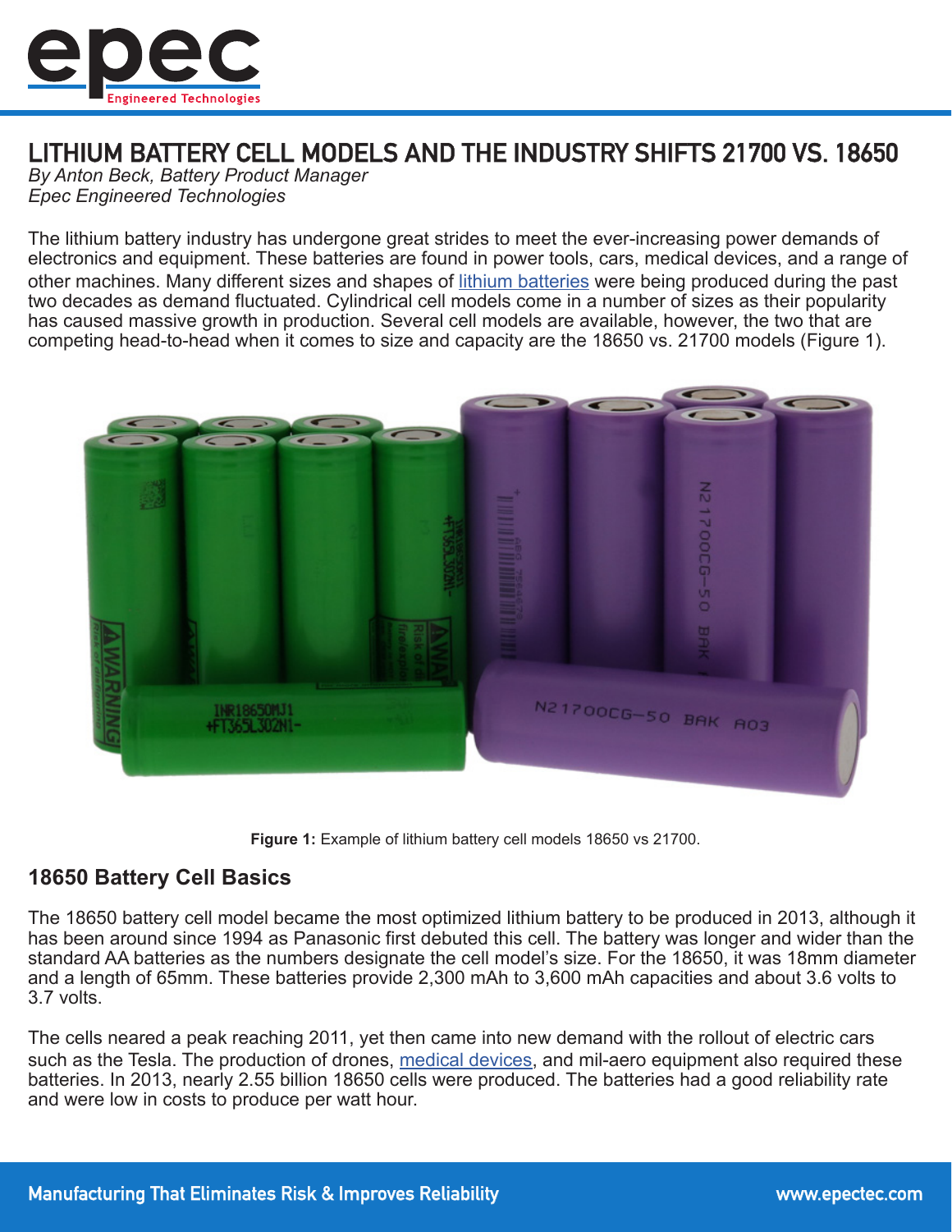# LITHIUM BATTERY CELL MODELS AND THE INDUSTRY SHIFTS 21700 VS. 18650

*By Anton Beck, Battery Product Manager*
*Epec Engineered Technologies*

The lithium battery industry has undergone great strides to meet the ever-increasing power demands of electronics and equipment. These batteries are found in power tools, cars, medical devices, and a range of other machines. Many different sizes and shapes of lithium batteries were being produced during the past two decades as demand fluctuated. Cylindrical cell models come in a number of sizes as their popularity has caused massive growth in production. Several cell models are available, however, the two that are competing head-to-head when it comes to size and capacity are the 18650 vs. 21700 models (Figure 1).

**Figure 1:** Example of lithium battery cell models 18650 vs 21700.

## 18650 Battery Cell Basics

The 18650 battery cell model became the most optimized lithium battery to be produced in 2013, although it has been around since 1994 as Panasonic first debuted this cell. The battery was longer and wider than the standard AA batteries as the numbers designate the cell model's size. For the 18650, it was 18mm diameter and a length of 65mm. These batteries provide 2,300 mAh to 3,600 mAh capacities and about 3.6 volts to 3.7 volts.

The cells neared a peak reaching 2011, yet then came into new demand with the rollout of electric cars such as the Tesla. The production of drones, medical devices, and mil-aero equipment also required these batteries. In 2013, nearly 2.55 billion 18650 cells were produced. The batteries had a good reliability rate and were low in costs to produce per watt hour.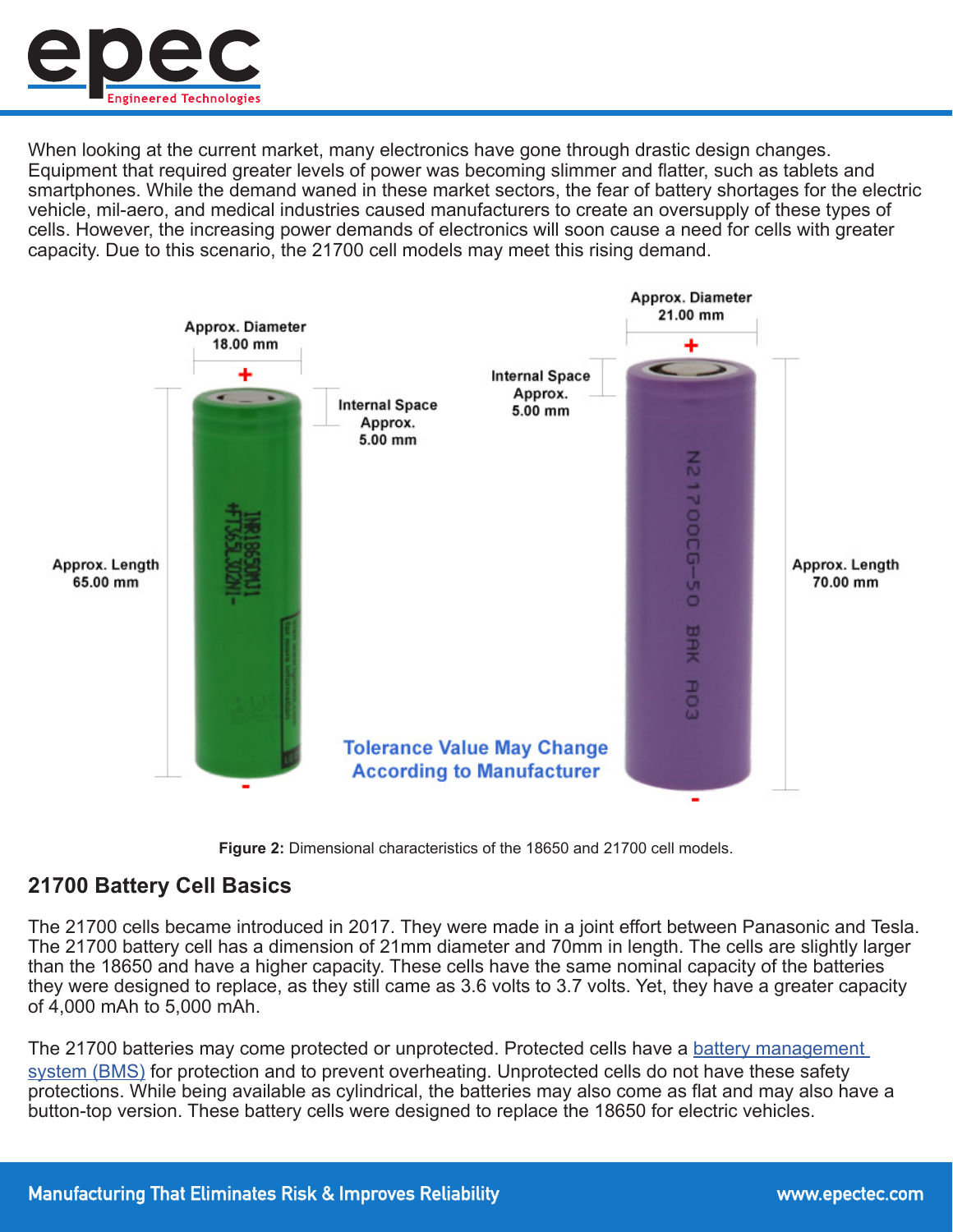When looking at the current market, many electronics have gone through drastic design changes. Equipment that required greater levels of power was becoming slimmer and flatter, such as tablets and smartphones. While the demand waned in these market sectors, the fear of battery shortages for the electric vehicle, mil-aero, and medical industries caused manufacturers to create an oversupply of these types of cells. However, the increasing power demands of electronics will soon cause a need for cells with greater capacity. Due to this scenario, the 21700 cell models may meet this rising demand.

**Figure 2:** Dimensional characteristics of the 18650 and 21700 cell models.

## 21700 Battery Cell Basics

The 21700 cells became introduced in 2017. They were made in a joint effort between Panasonic and Tesla. The 21700 battery cell has a dimension of 21mm diameter and 70mm in length. The cells are slightly larger than the 18650 and have a higher capacity. These cells have the same nominal capacity of the batteries they were designed to replace, as they still came as 3.6 volts to 3.7 volts. Yet, they have a greater capacity of 4,000 mAh to 5,000 mAh.

The 21700 batteries may come protected or unprotected. Protected cells have a battery management system (BMS) for protection and to prevent overheating. Unprotected cells do not have these safety protections. While being available as cylindrical, the batteries may also come as flat and may also have a button-top version. These battery cells were designed to replace the 18650 for electric vehicles.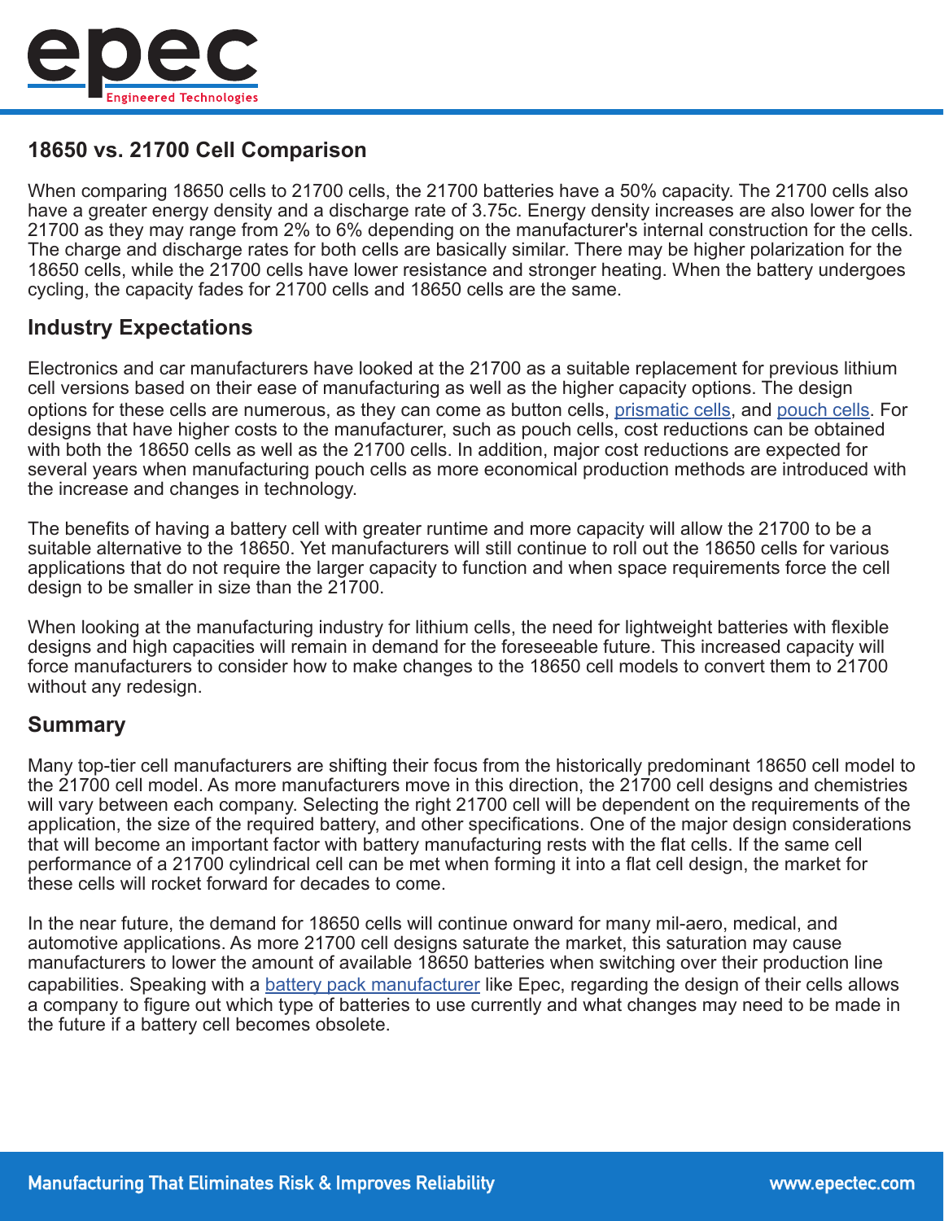## 18650 vs. 21700 Cell Comparison

When comparing 18650 cells to 21700 cells, the 21700 batteries have a 50% capacity. The 21700 cells also have a greater energy density and a discharge rate of 3.75c. Energy density increases are also lower for the 21700 as they may range from 2% to 6% depending on the manufacturer's internal construction for the cells. The charge and discharge rates for both cells are basically similar. There may be higher polarization for the 18650 cells, while the 21700 cells have lower resistance and stronger heating. When the battery undergoes cycling, the capacity fades for 21700 cells and 18650 cells are the same.

## Industry Expectations

Electronics and car manufacturers have looked at the 21700 as a suitable replacement for previous lithium cell versions based on their ease of manufacturing as well as the higher capacity options. The design options for these cells are numerous, as they can come as button cells, prismatic cells, and pouch cells. For designs that have higher costs to the manufacturer, such as pouch cells, cost reductions can be obtained with both the 18650 cells as well as the 21700 cells. In addition, major cost reductions are expected for several years when manufacturing pouch cells as more economical production methods are introduced with the increase and changes in technology.

The benefits of having a battery cell with greater runtime and more capacity will allow the 21700 to be a suitable alternative to the 18650. Yet manufacturers will still continue to roll out the 18650 cells for various applications that do not require the larger capacity to function and when space requirements force the cell design to be smaller in size than the 21700.

When looking at the manufacturing industry for lithium cells, the need for lightweight batteries with flexible designs and high capacities will remain in demand for the foreseeable future. This increased capacity will force manufacturers to consider how to make changes to the 18650 cell models to convert them to 21700 without any redesign.

## Summary

Many top-tier cell manufacturers are shifting their focus from the historically predominant 18650 cell model to the 21700 cell model. As more manufacturers move in this direction, the 21700 cell designs and chemistries will vary between each company. Selecting the right 21700 cell will be dependent on the requirements of the application, the size of the required battery, and other specifications. One of the major design considerations that will become an important factor with battery manufacturing rests with the flat cells. If the same cell performance of a 21700 cylindrical cell can be met when forming it into a flat cell design, the market for these cells will rocket forward for decades to come.

In the near future, the demand for 18650 cells will continue onward for many mil-aero, medical, and automotive applications. As more 21700 cell designs saturate the market, this saturation may cause manufacturers to lower the amount of available 18650 batteries when switching over their production line capabilities. Speaking with a battery pack manufacturer like Epec, regarding the design of their cells allows a company to figure out which type of batteries to use currently and what changes may need to be made in the future if a battery cell becomes obsolete.